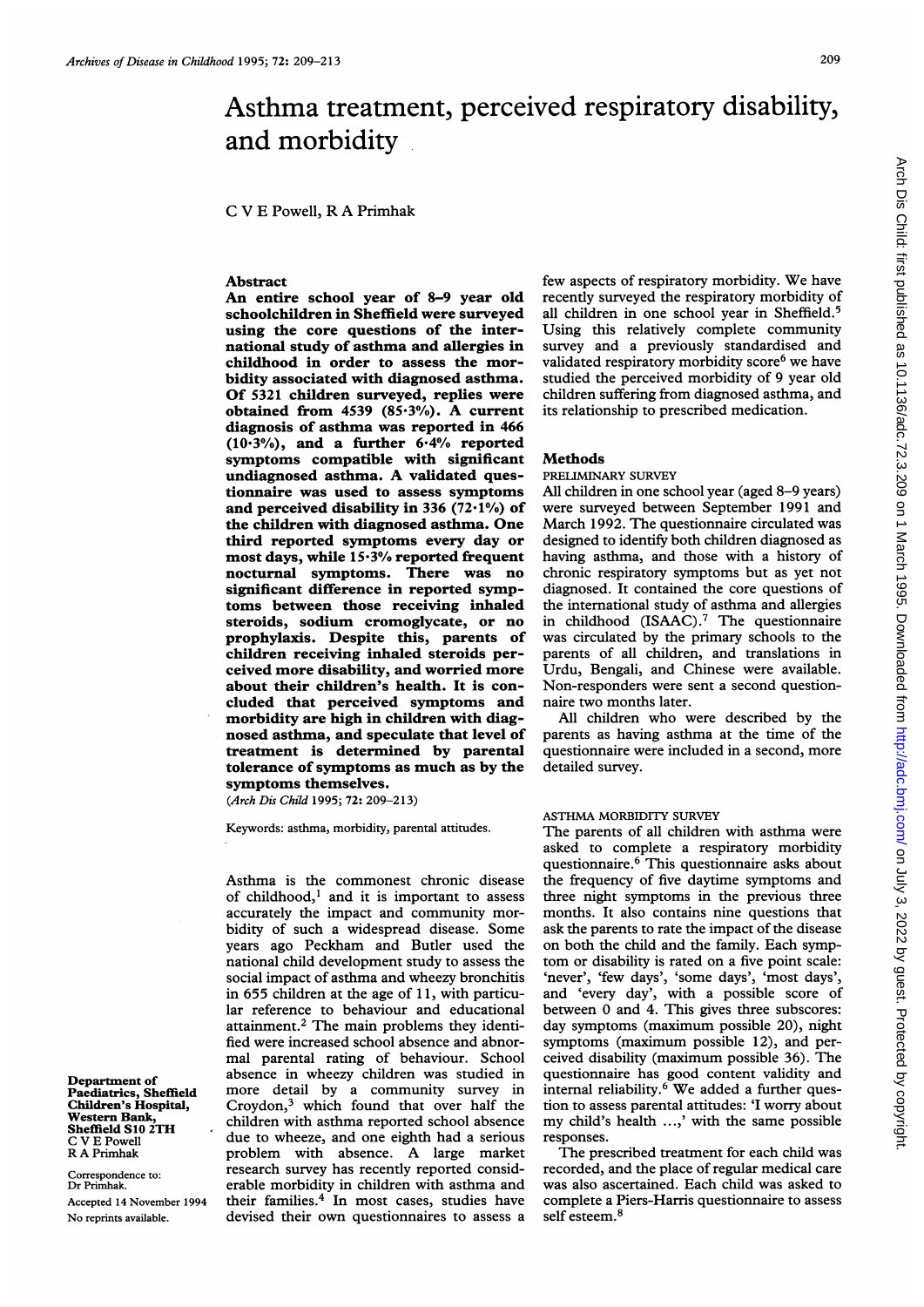# Asthma treatment, perceived respiratory disability, and morbidity

C V E Powell, R A Primhak

Department of Paediatrics, Sheffield Children's Hospital, Western Bank, Sheffield S10 2TH
C V E Powell
R A Primhak

Correspondence to: Dr Primhak.

Accepted 14 November 1994

No reprints available.

## Abstract

**An entire school year of 8–9 year old schoolchildren in Sheffield were surveyed using the core questions of the international study of asthma and allergies in childhood in order to assess the morbidity associated with diagnosed asthma. Of 5321 children surveyed, replies were obtained from 4539 (85·3%). A current diagnosis of asthma was reported in 466 (10·3%), and a further 6·4% reported symptoms compatible with significant undiagnosed asthma. A validated questionnaire was used to assess symptoms and perceived disability in 336 (72·1%) of the children with diagnosed asthma. One third reported symptoms every day or most days, while 15·3% reported frequent nocturnal symptoms. There was no significant difference in reported symptoms between those receiving inhaled steroids, sodium cromoglycate, or no prophylaxis. Despite this, parents of children receiving inhaled steroids perceived more disability, and worried more about their children's health. It is concluded that perceived symptoms and morbidity are high in children with diagnosed asthma, and speculate that level of treatment is determined by parental tolerance of symptoms as much as by the symptoms themselves.**

(*Arch Dis Child* 1995; 72: 209–213)

Keywords: asthma, morbidity, parental attitudes.

Asthma is the commonest chronic disease of childhood,[1] and it is important to assess accurately the impact and community morbidity of such a widespread disease. Some years ago Peckham and Butler used the national child development study to assess the social impact of asthma and wheezy bronchitis in 655 children at the age of 11, with particular reference to behaviour and educational attainment.[2] The main problems they identified were increased school absence and abnormal parental rating of behaviour. School absence in wheezy children was studied in more detail by a community survey in Croydon,[3] which found that over half the children with asthma reported school absence due to wheeze, and one eighth had a serious problem with absence. A large market research survey has recently reported considerable morbidity in children with asthma and their families.[4] In most cases, studies have devised their own questionnaires to assess a few aspects of respiratory morbidity. We have recently surveyed the respiratory morbidity of all children in one school year in Sheffield.[5] Using this relatively complete community survey and a previously standardised and validated respiratory morbidity score[6] we have studied the perceived morbidity of 9 year old children suffering from diagnosed asthma, and its relationship to prescribed medication.

## Methods

### PRELIMINARY SURVEY

All children in one school year (aged 8–9 years) were surveyed between September 1991 and March 1992. The questionnaire circulated was designed to identify both children diagnosed as having asthma, and those with a history of chronic respiratory symptoms but as yet not diagnosed. It contained the core questions of the international study of asthma and allergies in childhood (ISAAC).[7] The questionnaire was circulated by the primary schools to the parents of all children, and translations in Urdu, Bengali, and Chinese were available. Non-responders were sent a second questionnaire two months later.

All children who were described by the parents as having asthma at the time of the questionnaire were included in a second, more detailed survey.

### ASTHMA MORBIDITY SURVEY

The parents of all children with asthma were asked to complete a respiratory morbidity questionnaire.[6] This questionnaire asks about the frequency of five daytime symptoms and three night symptoms in the previous three months. It also contains nine questions that ask the parents to rate the impact of the disease on both the child and the family. Each symptom or disability is rated on a five point scale: 'never', 'few days', 'some days', 'most days', and 'every day', with a possible score of between 0 and 4. This gives three subscores: day symptoms (maximum possible 20), night symptoms (maximum possible 12), and perceived disability (maximum possible 36). The questionnaire has good content validity and internal reliability.[6] We added a further question to assess parental attitudes: 'I worry about my child's health ...,' with the same possible responses.

The prescribed treatment for each child was recorded, and the place of regular medical care was also ascertained. Each child was asked to complete a Piers-Harris questionnaire to assess self esteem.[8]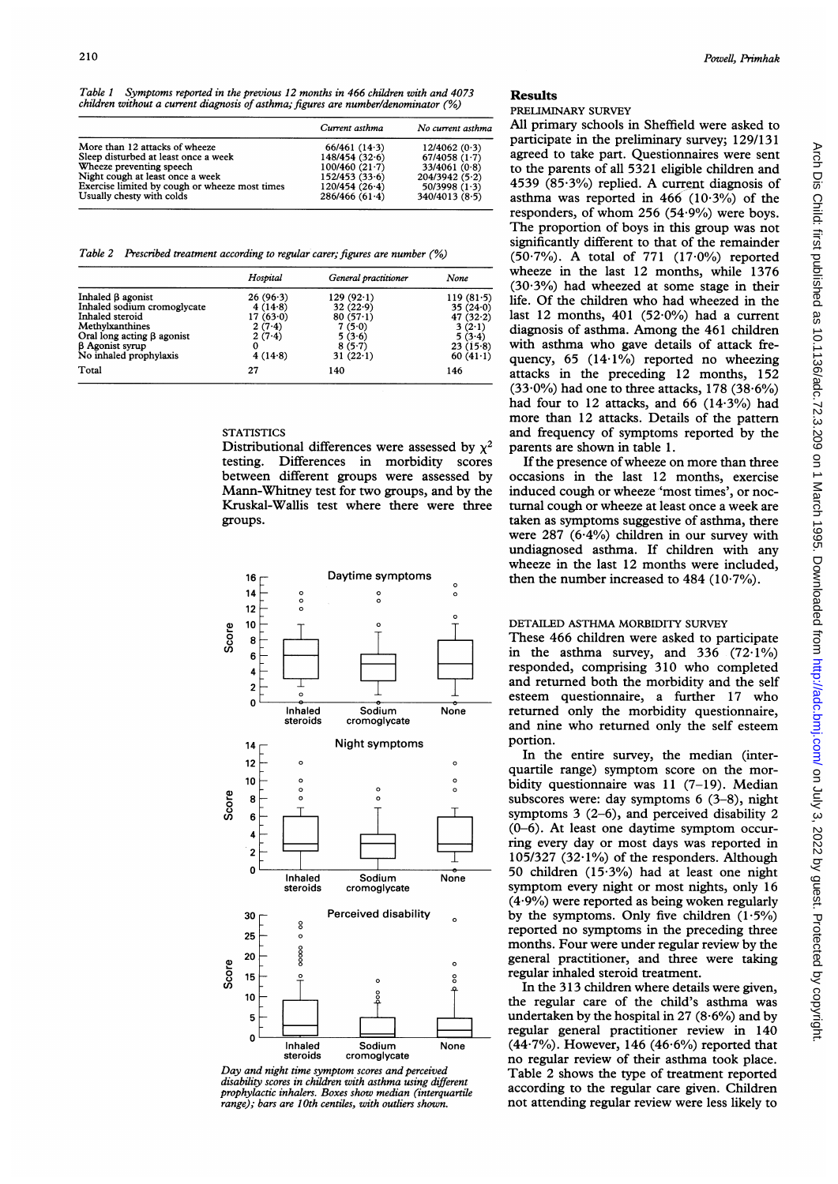Table 1 *Symptoms reported in the previous 12 months in 466 children with and 4073 children without a current diagnosis of asthma; figures are number/denominator (%)*

| | Current asthma | No current asthma |
|---|---|---|
| More than 12 attacks of wheeze | 66/461 (14·3) | 12/4062 (0·3) |
| Sleep disturbed at least once a week | 148/454 (32·6) | 67/4058 (1·7) |
| Wheeze preventing speech | 100/460 (21·7) | 33/4061 (0·8) |
| Night cough at least once a week | 152/453 (33·6) | 204/3942 (5·2) |
| Exercise limited by cough or wheeze most times | 120/454 (26·4) | 50/3998 (1·3) |
| Usually chesty with colds | 286/466 (61·4) | 340/4013 (8·5) |

Table 2 *Prescribed treatment according to regular carer; figures are number (%)*

| | Hospital | General practitioner | None |
|---|---|---|---|
| Inhaled β agonist | 26 (96·3) | 129 (92·1) | 119 (81·5) |
| Inhaled sodium cromoglycate | 4 (14·8) | 32 (22·9) | 35 (24·0) |
| Inhaled steroid | 17 (63·0) | 80 (57·1) | 47 (32·2) |
| Methylxanthines | 2 (7·4) | 7 (5·0) | 3 (2·1) |
| Oral long acting β agonist | 2 (7·4) | 5 (3·6) | 5 (3·4) |
| β Agonist syrup | 0 | 8 (5·7) | 23 (15·8) |
| No inhaled prophylaxis | 4 (14·8) | 31 (22·1) | 60 (41·1) |
| Total | 27 | 140 | 146 |

STATISTICS

Distributional differences were assessed by $\chi^2$ testing. Differences in morbidity scores between different groups were assessed by Mann-Whitney test for two groups, and by the Kruskal-Wallis test where there were three groups.

*Day and night time symptom scores and perceived disability scores in children with asthma using different prophylactic inhalers. Boxes show median (interquartile range); bars are 10th centiles, with outliers shown.*

## Results

PRELIMINARY SURVEY

All primary schools in Sheffield were asked to participate in the preliminary survey; 129/131 agreed to take part. Questionnaires were sent to the parents of all 5321 eligible children and 4539 (85·3%) replied. A current diagnosis of asthma was reported in 466 (10·3%) of the responders, of whom 256 (54·9%) were boys. The proportion of boys in this group was not significantly different to that of the remainder (50·7%). A total of 771 (17·0%) reported wheeze in the last 12 months, while 1376 (30·3%) had wheezed at some stage in their life. Of the children who had wheezed in the last 12 months, 401 (52·0%) had a current diagnosis of asthma. Among the 461 children with asthma who gave details of attack frequency, 65 (14·1%) reported no wheezing attacks in the preceding 12 months, 152 (33·0%) had one to three attacks, 178 (38·6%) had four to 12 attacks, and 66 (14·3%) had more than 12 attacks. Details of the pattern and frequency of symptoms reported by the parents are shown in table 1.

If the presence of wheeze on more than three occasions in the last 12 months, exercise induced cough or wheeze 'most times', or nocturnal cough or wheeze at least once a week are taken as symptoms suggestive of asthma, there were 287 (6·4%) children in our survey with undiagnosed asthma. If children with any wheeze in the last 12 months were included, then the number increased to 484 (10·7%).

DETAILED ASTHMA MORBIDITY SURVEY

These 466 children were asked to participate in the asthma survey, and 336 (72·1%) responded, comprising 310 who completed and returned both the morbidity and the self esteem questionnaire, a further 17 who returned only the morbidity questionnaire, and nine who returned only the self esteem portion.

In the entire survey, the median (interquartile range) symptom score on the morbidity questionnaire was 11 (7–19). Median subscores were: day symptoms 6 (3–8), night symptoms 3 (2–6), and perceived disability 2 (0–6). At least one daytime symptom occurring every day or most days was reported in 105/327 (32·1%) of the responders. Although 50 children (15·3%) had at least one night symptom every night or most nights, only 16 (4·9%) were reported as being woken regularly by the symptoms. Only five children (1·5%) reported no symptoms in the preceding three months. Four were under regular review by the general practitioner, and three were taking regular inhaled steroid treatment.

In the 313 children where details were given, the regular care of the child's asthma was undertaken by the hospital in 27 (8·6%) and by regular general practitioner review in 140 (44·7%). However, 146 (46·6%) reported that no regular review of their asthma took place. Table 2 shows the type of treatment reported according to the regular care given. Children not attending regular review were less likely to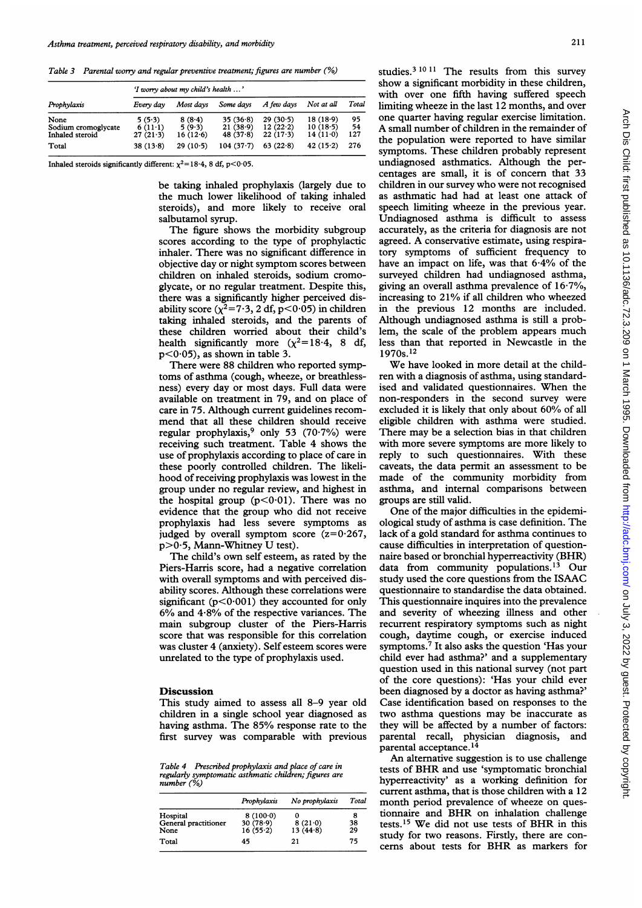*Table 3 Parental worry and regular preventive treatment; figures are number (%)*

| Prophylaxis | 'I worry about my child's health ...' | | | | | |
|---|---|---|---|---|---|---|
| | Every day | Most days | Some days | A few days | Not at all | Total |
| None | 5 (5·3) | 8 (8·4) | 35 (36·8) | 29 (30·5) | 18 (18·9) | 95 |
| Sodium cromoglycate | 6 (11·1) | 5 (9·3) | 21 (38·9) | 12 (22·2) | 10 (18·5) | 54 |
| Inhaled steroid | 27 (21·3) | 16 (12·6) | 48 (37·8) | 22 (17·3) | 14 (11·0) | 127 |
| Total | 38 (13·8) | 29 (10·5) | 104 (37·7) | 63 (22·8) | 42 (15·2) | 276 |

Inhaled steroids significantly different: $\chi^2=18·4$, 8 df, $p<0·05$.

be taking inhaled prophylaxis (largely due to the much lower likelihood of taking inhaled steroids), and more likely to receive oral salbutamol syrup.

The figure shows the morbidity subgroup scores according to the type of prophylactic inhaler. There was no significant difference in objective day or night symptom scores between children on inhaled steroids, sodium cromoglycate, or no regular treatment. Despite this, there was a significantly higher perceived disability score ($\chi^2=7·3$, 2 df, $p<0·05$) in children taking inhaled steroids, and the parents of these children worried about their child's health significantly more ($\chi^2=18·4$, 8 df, $p<0·05$), as shown in table 3.

There were 88 children who reported symptoms of asthma (cough, wheeze, or breathlessness) every day or most days. Full data were available on treatment in 79, and on place of care in 75. Although current guidelines recommend that all these children should receive regular prophylaxis,[9] only 53 (70·7%) were receiving such treatment. Table 4 shows the use of prophylaxis according to place of care in these poorly controlled children. The likelihood of receiving prophylaxis was lowest in the group under no regular review, and highest in the hospital group ($p<0·01$). There was no evidence that the group who did not receive prophylaxis had less severe symptoms as judged by overall symptom score ($z=0·267$, $p>0·5$, Mann-Whitney U test).

The child's own self esteem, as rated by the Piers-Harris score, had a negative correlation with overall symptoms and with perceived disability scores. Although these correlations were significant ($p<0·001$) they accounted for only 6% and 4·8% of the respective variances. The main subgroup cluster of the Piers-Harris score that was responsible for this correlation was cluster 4 (anxiety). Self esteem scores were unrelated to the type of prophylaxis used.

## Discussion

This study aimed to assess all 8–9 year old children in a single school year diagnosed as having asthma. The 85% response rate to the first survey was comparable with previous studies.[3,10,11] The results from this survey show a significant morbidity in these children, with over one fifth having suffered speech limiting wheeze in the last 12 months, and over one quarter having regular exercise limitation. A small number of children in the remainder of the population were reported to have similar symptoms. These children probably represent undiagnosed asthmatics. Although the percentages are small, it is of concern that 33 children in our survey who were not recognised as asthmatic had had at least one attack of speech limiting wheeze in the previous year. Undiagnosed asthma is difficult to assess accurately, as the criteria for diagnosis are not agreed. A conservative estimate, using respiratory symptoms of sufficient frequency to have an impact on life, was that 6·4% of the surveyed children had undiagnosed asthma, giving an overall asthma prevalence of 16·7%, increasing to 21% if all children who wheezed in the previous 12 months are included. Although undiagnosed asthma is still a problem, the scale of the problem appears much less than that reported in Newcastle in the 1970s.[12]

*Table 4 Prescribed prophylaxis and place of care in regularly symptomatic asthmatic children; figures are number (%)*

| | Prophylaxis | No prophylaxis | Total |
|---|---|---|---|
| Hospital | 8 (100·0) | 0 | 8 |
| General practitioner | 30 (78·9) | 8 (21·0) | 38 |
| None | 16 (55·2) | 13 (44·8) | 29 |
| Total | 45 | 21 | 75 |

We have looked in more detail at the children with a diagnosis of asthma, using standardised and validated questionnaires. When the non-responders in the second survey were excluded it is likely that only about 60% of all eligible children with asthma were studied. There may be a selection bias in that children with more severe symptoms are more likely to reply to such questionnaires. With these caveats, the data permit an assessment to be made of the community morbidity from asthma, and internal comparisons between groups are still valid.

One of the major difficulties in the epidemiological study of asthma is case definition. The lack of a gold standard for asthma continues to cause difficulties in interpretation of questionnaire based or bronchial hyperreactivity (BHR) data from community populations.[13] Our study used the core questions from the ISAAC questionnaire to standardise the data obtained. This questionnaire inquires into the prevalence and severity of wheezing illness and other recurrent respiratory symptoms such as night cough, daytime cough, or exercise induced symptoms.[7] It also asks the question 'Has your child ever had asthma?' and a supplementary question used in this national survey (not part of the core questions): 'Has your child ever been diagnosed by a doctor as having asthma?' Case identification based on responses to the two asthma questions may be inaccurate as they will be affected by a number of factors: parental recall, physician diagnosis, and parental acceptance.[14]

An alternative suggestion is to use challenge tests of BHR and use 'symptomatic bronchial hyperreactivity' as a working definition for current asthma, that is those children with a 12 month period prevalence of wheeze on questionnaire and BHR on inhalation challenge tests.[15] We did not use tests of BHR in this study for two reasons. Firstly, there are concerns about tests for BHR as markers for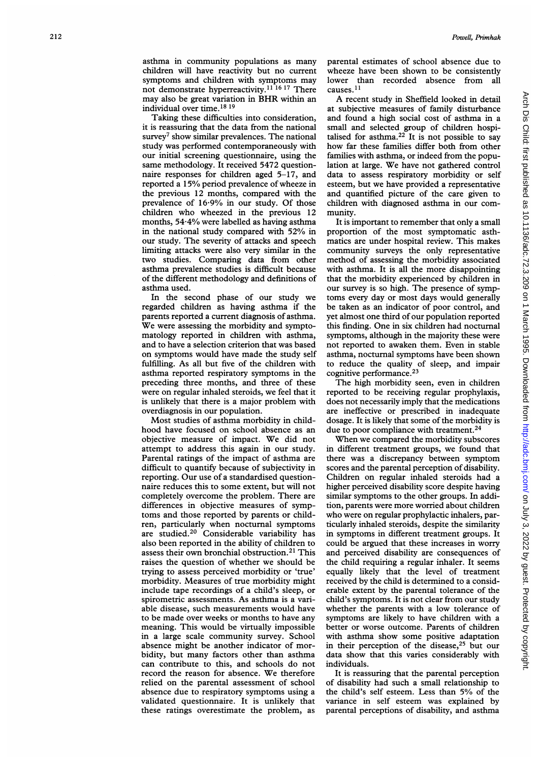asthma in community populations as many children will have reactivity but no current symptoms and children with symptoms may not demonstrate hyperreactivity.[11 16 17] There may also be great variation in BHR within an individual over time.[18 19]

Taking these difficulties into consideration, it is reassuring that the data from the national survey[7] show similar prevalences. The national study was performed contemporaneously with our initial screening questionnaire, using the same methodology. It received 5472 questionnaire responses for children aged 5–17, and reported a 15% period prevalence of wheeze in the previous 12 months, compared with the prevalence of 16·9% in our study. Of those children who wheezed in the previous 12 months, 54·4% were labelled as having asthma in the national study compared with 52% in our study. The severity of attacks and speech limiting attacks were also very similar in the two studies. Comparing data from other asthma prevalence studies is difficult because of the different methodology and definitions of asthma used.

In the second phase of our study we regarded children as having asthma if the parents reported a current diagnosis of asthma. We were assessing the morbidity and symptomatology reported in children with asthma, and to have a selection criterion that was based on symptoms would have made the study self fulfilling. As all but five of the children with asthma reported respiratory symptoms in the preceding three months, and three of these were on regular inhaled steroids, we feel that it is unlikely that there is a major problem with overdiagnosis in our population.

Most studies of asthma morbidity in childhood have focused on school absence as an objective measure of impact. We did not attempt to address this again in our study. Parental ratings of the impact of asthma are difficult to quantify because of subjectivity in reporting. Our use of a standardised questionnaire reduces this to some extent, but will not completely overcome the problem. There are differences in objective measures of symptoms and those reported by parents or children, particularly when nocturnal symptoms are studied.[20] Considerable variability has also been reported in the ability of children to assess their own bronchial obstruction.[21] This raises the question of whether we should be trying to assess perceived morbidity or 'true' morbidity. Measures of true morbidity might include tape recordings of a child's sleep, or spirometric assessments. As asthma is a variable disease, such measurements would have to be made over weeks or months to have any meaning. This would be virtually impossible in a large scale community survey. School absence might be another indicator of morbidity, but many factors other than asthma can contribute to this, and schools do not record the reason for absence. We therefore relied on the parental assessment of school absence due to respiratory symptoms using a validated questionnaire. It is unlikely that these ratings overestimate the problem, as parental estimates of school absence due to wheeze have been shown to be consistently lower than recorded absence from all causes.[11]

A recent study in Sheffield looked in detail at subjective measures of family disturbance and found a high social cost of asthma in a small and selected group of children hospitalised for asthma.[22] It is not possible to say how far these families differ both from other families with asthma, or indeed from the population at large. We have not gathered control data to assess respiratory morbidity or self esteem, but we have provided a representative and quantified picture of the care given to children with diagnosed asthma in our community.

It is important to remember that only a small proportion of the most symptomatic asthmatics are under hospital review. This makes community surveys the only representative method of assessing the morbidity associated with asthma. It is all the more disappointing that the morbidity experienced by children in our survey is so high. The presence of symptoms every day or most days would generally be taken as an indicator of poor control, and yet almost one third of our population reported this finding. One in six children had nocturnal symptoms, although in the majority these were not reported to awaken them. Even in stable asthma, nocturnal symptoms have been shown to reduce the quality of sleep, and impair cognitive performance.[23]

The high morbidity seen, even in children reported to be receiving regular prophylaxis, does not necessarily imply that the medications are ineffective or prescribed in inadequate dosage. It is likely that some of the morbidity is due to poor compliance with treatment.[24]

When we compared the morbidity subscores in different treatment groups, we found that there was a discrepancy between symptom scores and the parental perception of disability. Children on regular inhaled steroids had a higher perceived disability score despite having similar symptoms to the other groups. In addition, parents were more worried about children who were on regular prophylactic inhalers, particularly inhaled steroids, despite the similarity in symptoms in different treatment groups. It could be argued that these increases in worry and perceived disability are consequences of the child requiring a regular inhaler. It seems equally likely that the level of treatment received by the child is determined to a considerable extent by the parental tolerance of the child's symptoms. It is not clear from our study whether the parents with a low tolerance of symptoms are likely to have children with a better or worse outcome. Parents of children with asthma show some positive adaptation in their perception of the disease,[25] but our data show that this varies considerably with individuals.

It is reassuring that the parental perception of disability had such a small relationship to the child's self esteem. Less than 5% of the variance in self esteem was explained by parental perceptions of disability, and asthma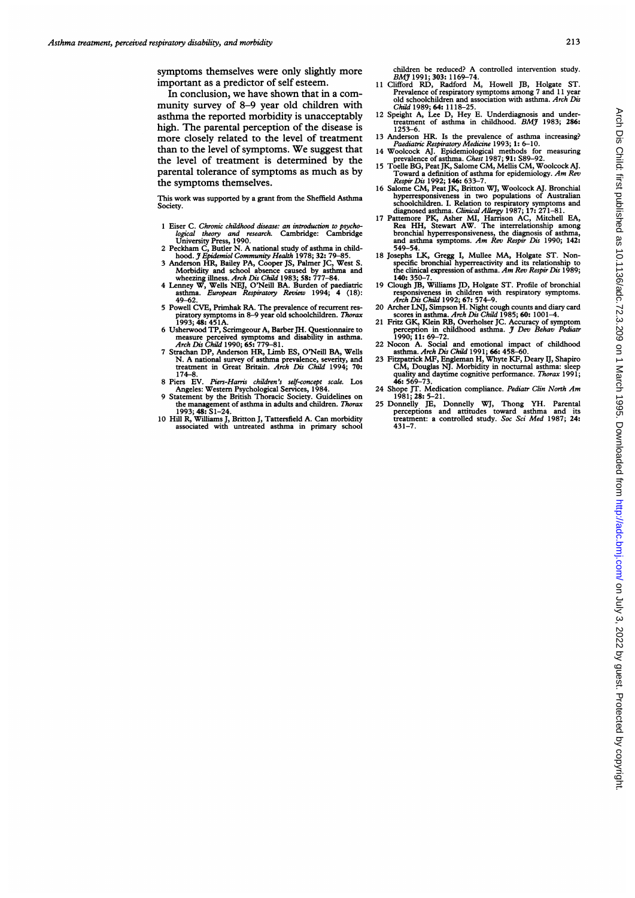symptoms themselves were only slightly more important as a predictor of self esteem.

In conclusion, we have shown that in a community survey of 8–9 year old children with asthma the reported morbidity is unacceptably high. The parental perception of the disease is more closely related to the level of treatment than to the level of symptoms. We suggest that the level of treatment is determined by the parental tolerance of symptoms as much as by the symptoms themselves.

This work was supported by a grant from the Sheffield Asthma Society.

1. Eiser C. *Chronic childhood disease: an introduction to psychological theory and research.* Cambridge: Cambridge University Press, 1990.
2. Peckham C, Butler N. A national study of asthma in childhood. *J Epidemiol Community Health* 1978; **32:** 79–85.
3. Anderson HR, Bailey PA, Cooper JS, Palmer JC, West S. Morbidity and school absence caused by asthma and wheezing illness. *Arch Dis Child* 1983; **58:** 777–84.
4. Lenney W, Wells NEJ, O'Neill BA. Burden of paediatric asthma. *European Respiratory Review* 1994; **4** (18): 49–62.
5. Powell CVE, Primhak RA. The prevalence of recurrent respiratory symptoms in 8–9 year old schoolchildren. *Thorax* 1993; **48:** 451A.
6. Usherwood TP, Scrimgeour A, Barber JH. Questionnaire to measure perceived symptoms and disability in asthma. *Arch Dis Child* 1990; **65:** 779–81.
7. Strachan DP, Anderson HR, Limb ES, O'Neill BA, Wells N. A national survey of asthma prevalence, severity, and treatment in Great Britain. *Arch Dis Child* 1994; **70:** 174–8.
8. Piers EV. *Piers-Harris children's self-concept scale.* Los Angeles: Western Psychological Services, 1984.
9. Statement by the British Thoracic Society. Guidelines on the management of asthma in adults and children. *Thorax* 1993; **48:** S1–24.
10. Hill R, Williams J, Britton J, Tattersfield A. Can morbidity associated with untreated asthma in primary school children be reduced? A controlled intervention study. *BMJ* 1991; **303:** 1169–74.
11. Clifford RD, Radford M, Howell JB, Holgate ST. Prevalence of respiratory symptoms among 7 and 11 year old schoolchildren and association with asthma. *Arch Dis Child* 1989; **64:** 1118–25.
12. Speight A, Lee D, Hey E. Underdiagnosis and undertreatment of asthma in childhood. *BMJ* 1983; **286:** 1253–6.
13. Anderson HR. Is the prevalence of asthma increasing? *Paediatric Respiratory Medicine* 1993; **1:** 6–10.
14. Woolcock AJ. Epidemiological methods for measuring prevalence of asthma. *Chest* 1987; **91:** S89–92.
15. Toelle BG, Peat JK, Salome CM, Mellis CM, Woolcock AJ. Toward a definition of asthma for epidemiology. *Am Rev Respir Dis* 1992; **146:** 633–7.
16. Salome CM, Peat JK, Britton WJ, Woolcock AJ. Bronchial hyperresponsiveness in two populations of Australian schoolchildren. I. Relation to respiratory symptoms and diagnosed asthma. *Clinical Allergy* 1987; **17:** 271–81.
17. Pattemore PK, Asher MI, Harrison AC, Mitchell EA, Rea HH, Stewart AW. The interrelationship among bronchial hyperresponsiveness, the diagnosis of asthma, and asthma symptoms. *Am Rev Respir Dis* 1990; **142:** 549–54.
18. Josephs LK, Gregg I, Mullee MA, Holgate ST. Nonspecific bronchial hyperreactivity and its relationship to the clinical expression of asthma. *Am Rev Respir Dis* 1989; **140:** 350–7.
19. Clough JB, Williams JD, Holgate ST. Profile of bronchial responsiveness in children with respiratory symptoms. *Arch Dis Child* 1992; **67:** 574–9.
20. Archer LNJ, Simpson H. Night cough counts and diary card scores in asthma. *Arch Dis Child* 1985; **60:** 1001–4.
21. Fritz GK, Klein RB, Overholser JC. Accuracy of symptom perception in childhood asthma. *J Dev Behav Pediatr* 1990; **11:** 69–72.
22. Nocon A. Social and emotional impact of childhood asthma. *Arch Dis Child* 1991; **66:** 458–60.
23. Fitzpatrick MF, Engleman H, Whyte KF, Deary IJ, Shapiro CM, Douglas NJ. Morbidity in nocturnal asthma: sleep quality and daytime cognitive performance. *Thorax* 1991; **46:** 569–73.
24. Shope JT. Medication compliance. *Pediatr Clin North Am* 1981; **28:** 5–21.
25. Donnelly JE, Donnelly WJ, Thong YH. Parental perceptions and attitudes toward asthma and its treatment: a controlled study. *Soc Sci Med* 1987; **24:** 431–7.